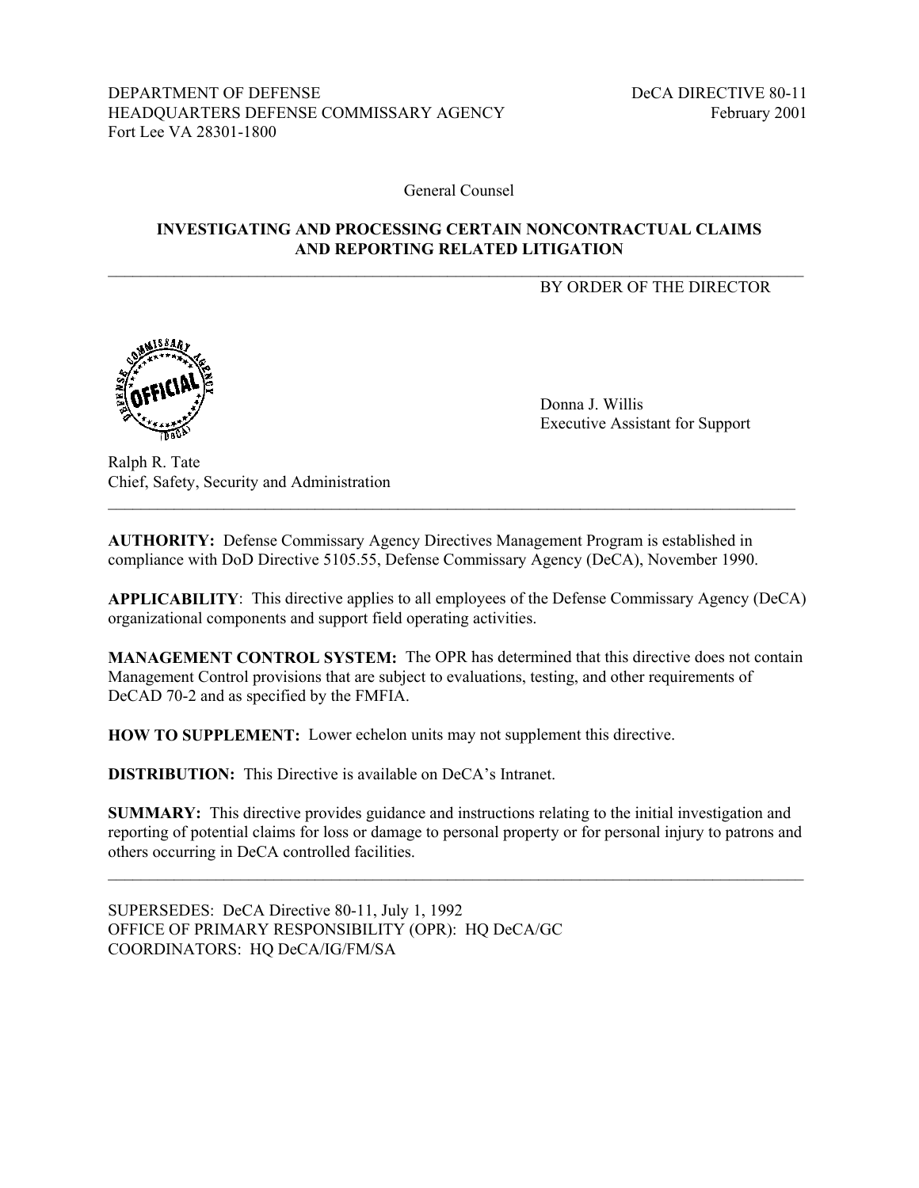DEPARTMENT OF DEFENSE
HEADQUARTERS DEFENSE COMMISSARY AGENCY
Fort Lee VA 28301-1800

DeCA DIRECTIVE 80-11
February 2001

General Counsel

# INVESTIGATING AND PROCESSING CERTAIN NONCONTRACTUAL CLAIMS AND REPORTING RELATED LITIGATION

---

BY ORDER OF THE DIRECTOR

Donna J. Willis
Executive Assistant for Support

Ralph R. Tate
Chief, Safety, Security and Administration

---

**AUTHORITY:** Defense Commissary Agency Directives Management Program is established in compliance with DoD Directive 5105.55, Defense Commissary Agency (DeCA), November 1990.

**APPLICABILITY**: This directive applies to all employees of the Defense Commissary Agency (DeCA) organizational components and support field operating activities.

**MANAGEMENT CONTROL SYSTEM:** The OPR has determined that this directive does not contain Management Control provisions that are subject to evaluations, testing, and other requirements of DeCAD 70-2 and as specified by the FMFIA.

**HOW TO SUPPLEMENT:** Lower echelon units may not supplement this directive.

**DISTRIBUTION:** This Directive is available on DeCA's Intranet.

**SUMMARY:** This directive provides guidance and instructions relating to the initial investigation and reporting of potential claims for loss or damage to personal property or for personal injury to patrons and others occurring in DeCA controlled facilities.

---

SUPERSEDES: DeCA Directive 80-11, July 1, 1992
OFFICE OF PRIMARY RESPONSIBILITY (OPR): HQ DeCA/GC
COORDINATORS: HQ DeCA/IG/FM/SA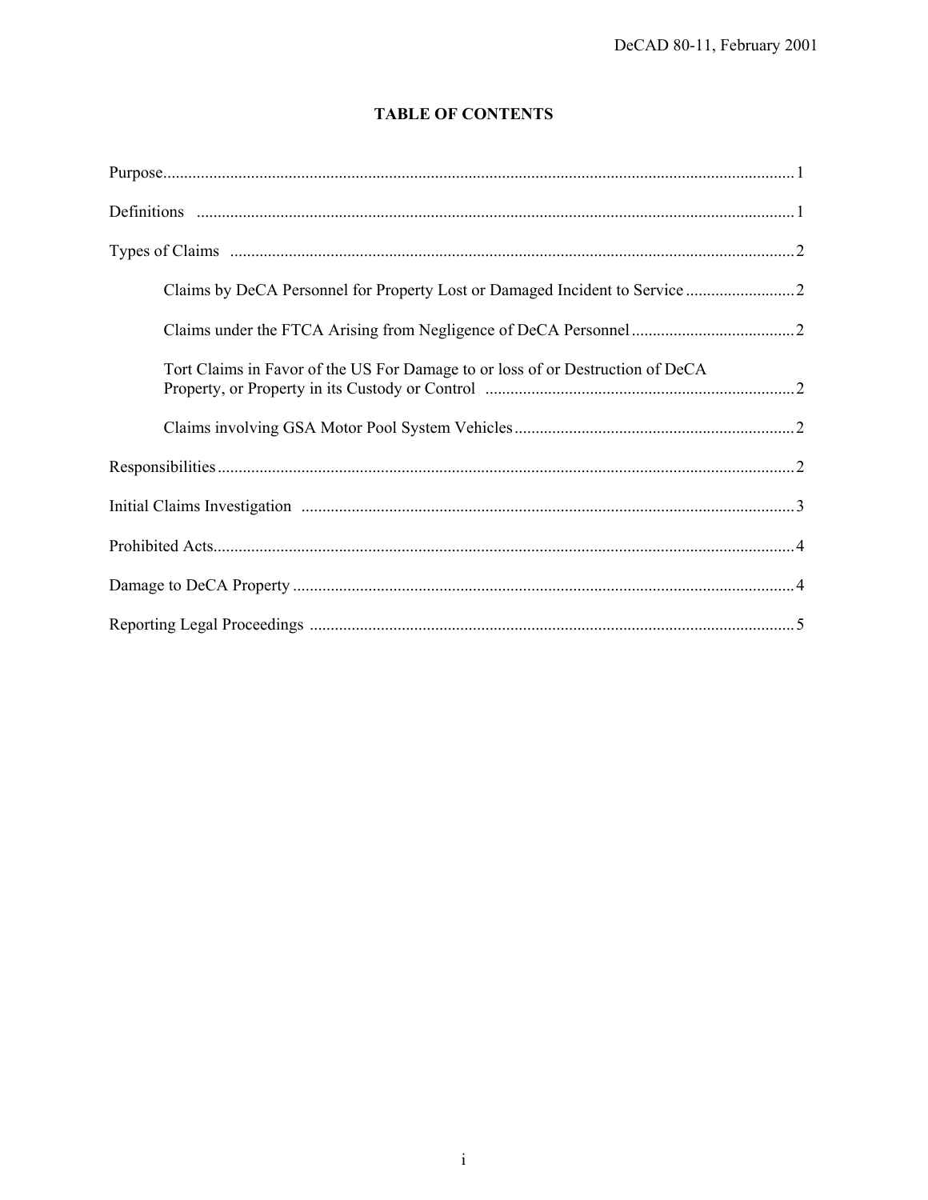## TABLE OF CONTENTS

Purpose........................................................................................................................................1

Definitions ...................................................................................................................................1

Types of Claims ...........................................................................................................................2

- Claims by DeCA Personnel for Property Lost or Damaged Incident to Service ..........................2
- Claims under the FTCA Arising from Negligence of DeCA Personnel .......................................2
- Tort Claims in Favor of the US For Damage to or loss of or Destruction of DeCA Property, or Property in its Custody or Control ..........................................................................2
- Claims involving GSA Motor Pool System Vehicles ...................................................................2

Responsibilities.............................................................................................................................2

Initial Claims Investigation ..........................................................................................................3

Prohibited Acts..............................................................................................................................4

Damage to DeCA Property ...........................................................................................................4

Reporting Legal Proceedings .......................................................................................................5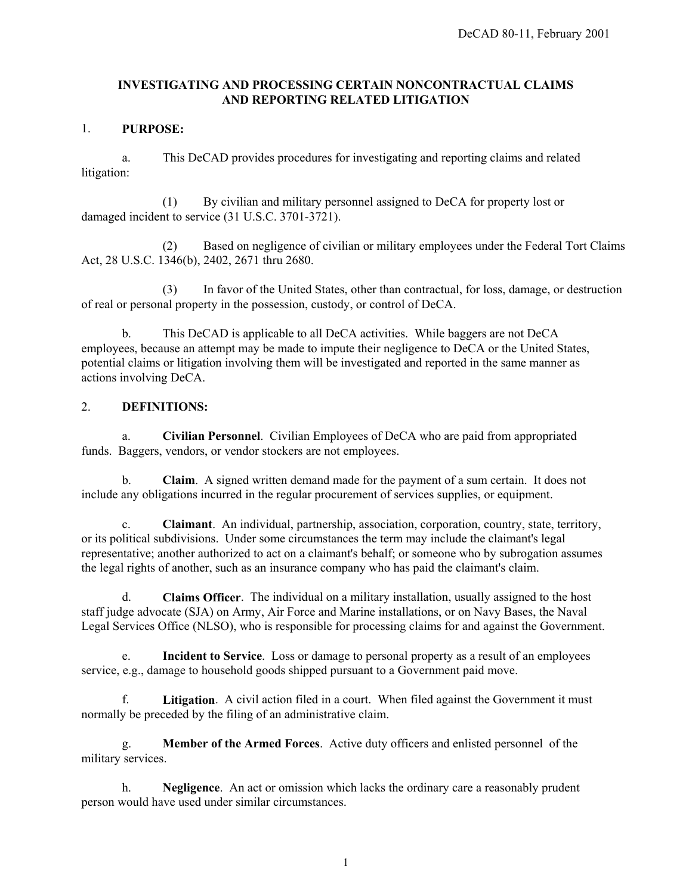# INVESTIGATING AND PROCESSING CERTAIN NONCONTRACTUAL CLAIMS AND REPORTING RELATED LITIGATION

## 1. PURPOSE:

a. This DeCAD provides procedures for investigating and reporting claims and related litigation:

(1) By civilian and military personnel assigned to DeCA for property lost or damaged incident to service (31 U.S.C. 3701-3721).

(2) Based on negligence of civilian or military employees under the Federal Tort Claims Act, 28 U.S.C. 1346(b), 2402, 2671 thru 2680.

(3) In favor of the United States, other than contractual, for loss, damage, or destruction of real or personal property in the possession, custody, or control of DeCA.

b. This DeCAD is applicable to all DeCA activities. While baggers are not DeCA employees, because an attempt may be made to impute their negligence to DeCA or the United States, potential claims or litigation involving them will be investigated and reported in the same manner as actions involving DeCA.

## 2. DEFINITIONS:

a. **Civilian Personnel**. Civilian Employees of DeCA who are paid from appropriated funds. Baggers, vendors, or vendor stockers are not employees.

b. **Claim**. A signed written demand made for the payment of a sum certain. It does not include any obligations incurred in the regular procurement of services supplies, or equipment.

c. **Claimant**. An individual, partnership, association, corporation, country, state, territory, or its political subdivisions. Under some circumstances the term may include the claimant's legal representative; another authorized to act on a claimant's behalf; or someone who by subrogation assumes the legal rights of another, such as an insurance company who has paid the claimant's claim.

d. **Claims Officer**. The individual on a military installation, usually assigned to the host staff judge advocate (SJA) on Army, Air Force and Marine installations, or on Navy Bases, the Naval Legal Services Office (NLSO), who is responsible for processing claims for and against the Government.

e. **Incident to Service**. Loss or damage to personal property as a result of an employees service, e.g., damage to household goods shipped pursuant to a Government paid move.

f. **Litigation**. A civil action filed in a court. When filed against the Government it must normally be preceded by the filing of an administrative claim.

g. **Member of the Armed Forces**. Active duty officers and enlisted personnel of the military services.

h. **Negligence**. An act or omission which lacks the ordinary care a reasonably prudent person would have used under similar circumstances.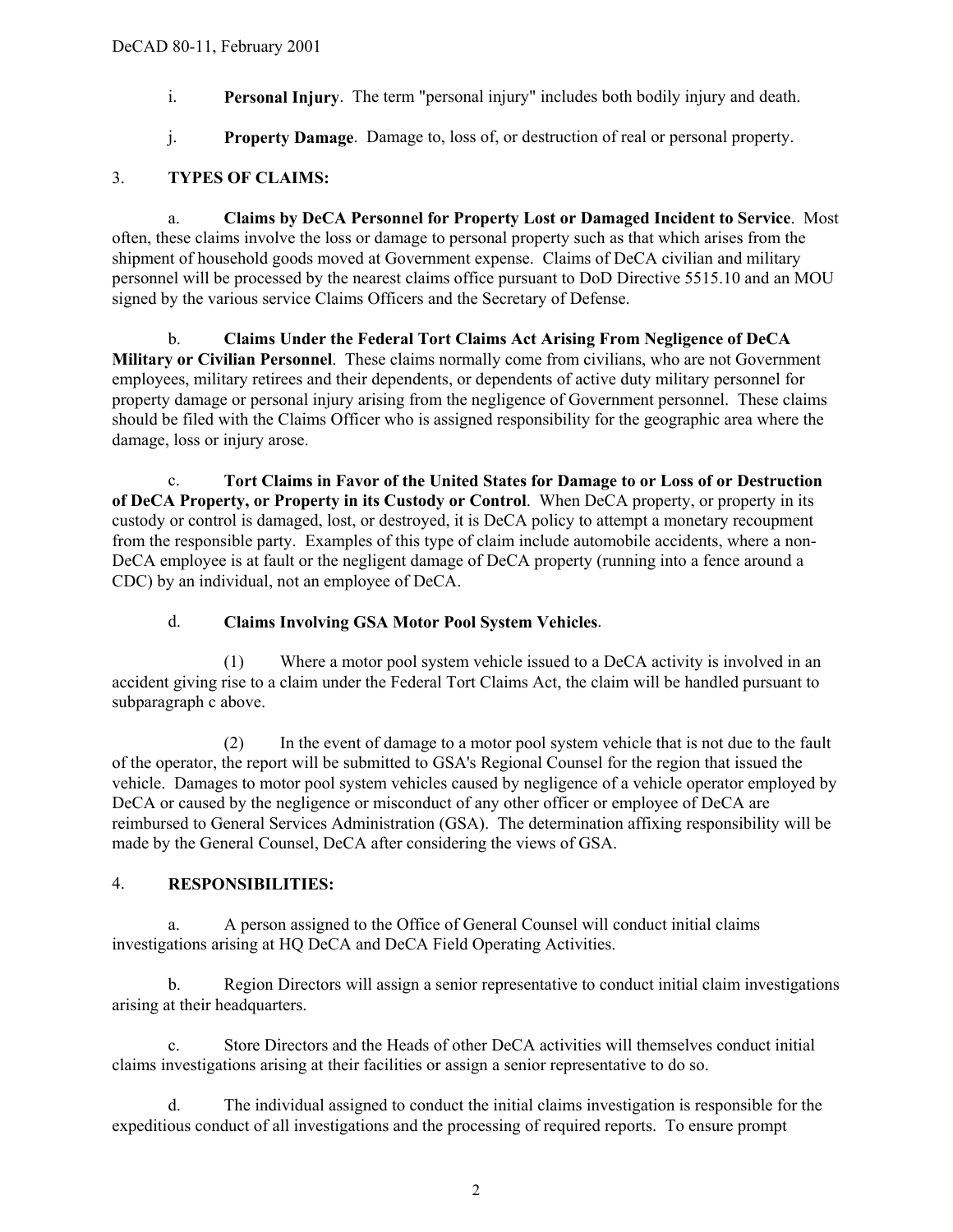i. **Personal Injury**. The term "personal injury" includes both bodily injury and death.

j. **Property Damage**. Damage to, loss of, or destruction of real or personal property.

3. **TYPES OF CLAIMS:**

a. **Claims by DeCA Personnel for Property Lost or Damaged Incident to Service**. Most often, these claims involve the loss or damage to personal property such as that which arises from the shipment of household goods moved at Government expense. Claims of DeCA civilian and military personnel will be processed by the nearest claims office pursuant to DoD Directive 5515.10 and an MOU signed by the various service Claims Officers and the Secretary of Defense.

b. **Claims Under the Federal Tort Claims Act Arising From Negligence of DeCA Military or Civilian Personnel**. These claims normally come from civilians, who are not Government employees, military retirees and their dependents, or dependents of active duty military personnel for property damage or personal injury arising from the negligence of Government personnel. These claims should be filed with the Claims Officer who is assigned responsibility for the geographic area where the damage, loss or injury arose.

c. **Tort Claims in Favor of the United States for Damage to or Loss of or Destruction of DeCA Property, or Property in its Custody or Control**. When DeCA property, or property in its custody or control is damaged, lost, or destroyed, it is DeCA policy to attempt a monetary recoupment from the responsible party. Examples of this type of claim include automobile accidents, where a non-DeCA employee is at fault or the negligent damage of DeCA property (running into a fence around a CDC) by an individual, not an employee of DeCA.

d. **Claims Involving GSA Motor Pool System Vehicles**.

(1) Where a motor pool system vehicle issued to a DeCA activity is involved in an accident giving rise to a claim under the Federal Tort Claims Act, the claim will be handled pursuant to subparagraph c above.

(2) In the event of damage to a motor pool system vehicle that is not due to the fault of the operator, the report will be submitted to GSA's Regional Counsel for the region that issued the vehicle. Damages to motor pool system vehicles caused by negligence of a vehicle operator employed by DeCA or caused by the negligence or misconduct of any other officer or employee of DeCA are reimbursed to General Services Administration (GSA). The determination affixing responsibility will be made by the General Counsel, DeCA after considering the views of GSA.

4. **RESPONSIBILITIES:**

a. A person assigned to the Office of General Counsel will conduct initial claims investigations arising at HQ DeCA and DeCA Field Operating Activities.

b. Region Directors will assign a senior representative to conduct initial claim investigations arising at their headquarters.

c. Store Directors and the Heads of other DeCA activities will themselves conduct initial claims investigations arising at their facilities or assign a senior representative to do so.

d. The individual assigned to conduct the initial claims investigation is responsible for the expeditious conduct of all investigations and the processing of required reports. To ensure prompt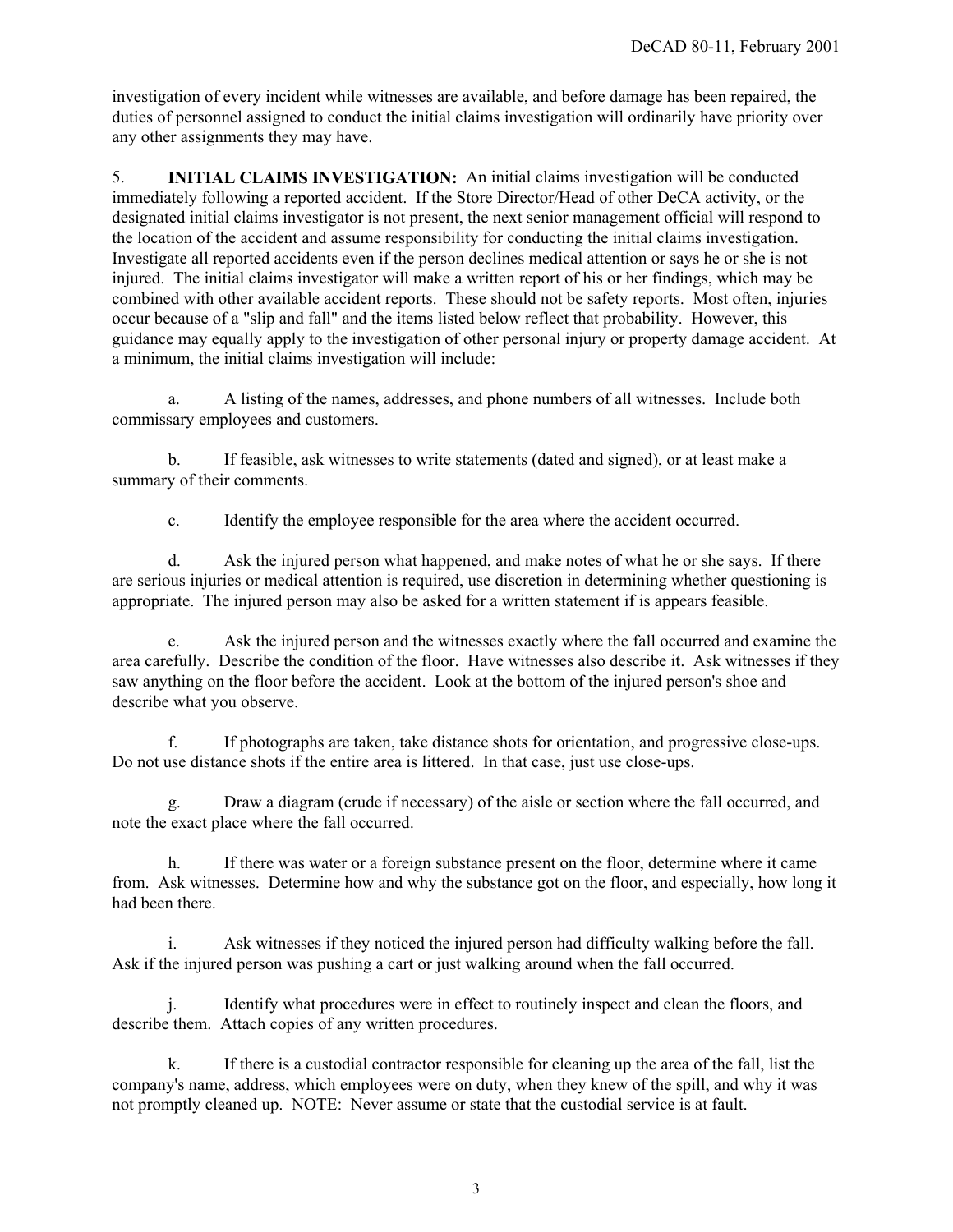investigation of every incident while witnesses are available, and before damage has been repaired, the duties of personnel assigned to conduct the initial claims investigation will ordinarily have priority over any other assignments they may have.

5. **INITIAL CLAIMS INVESTIGATION:** An initial claims investigation will be conducted immediately following a reported accident. If the Store Director/Head of other DeCA activity, or the designated initial claims investigator is not present, the next senior management official will respond to the location of the accident and assume responsibility for conducting the initial claims investigation. Investigate all reported accidents even if the person declines medical attention or says he or she is not injured. The initial claims investigator will make a written report of his or her findings, which may be combined with other available accident reports. These should not be safety reports. Most often, injuries occur because of a "slip and fall" and the items listed below reflect that probability. However, this guidance may equally apply to the investigation of other personal injury or property damage accident. At a minimum, the initial claims investigation will include:

a. A listing of the names, addresses, and phone numbers of all witnesses. Include both commissary employees and customers.

b. If feasible, ask witnesses to write statements (dated and signed), or at least make a summary of their comments.

c. Identify the employee responsible for the area where the accident occurred.

d. Ask the injured person what happened, and make notes of what he or she says. If there are serious injuries or medical attention is required, use discretion in determining whether questioning is appropriate. The injured person may also be asked for a written statement if is appears feasible.

e. Ask the injured person and the witnesses exactly where the fall occurred and examine the area carefully. Describe the condition of the floor. Have witnesses also describe it. Ask witnesses if they saw anything on the floor before the accident. Look at the bottom of the injured person's shoe and describe what you observe.

f. If photographs are taken, take distance shots for orientation, and progressive close-ups. Do not use distance shots if the entire area is littered. In that case, just use close-ups.

g. Draw a diagram (crude if necessary) of the aisle or section where the fall occurred, and note the exact place where the fall occurred.

h. If there was water or a foreign substance present on the floor, determine where it came from. Ask witnesses. Determine how and why the substance got on the floor, and especially, how long it had been there.

i. Ask witnesses if they noticed the injured person had difficulty walking before the fall. Ask if the injured person was pushing a cart or just walking around when the fall occurred.

j. Identify what procedures were in effect to routinely inspect and clean the floors, and describe them. Attach copies of any written procedures.

k. If there is a custodial contractor responsible for cleaning up the area of the fall, list the company's name, address, which employees were on duty, when they knew of the spill, and why it was not promptly cleaned up. NOTE: Never assume or state that the custodial service is at fault.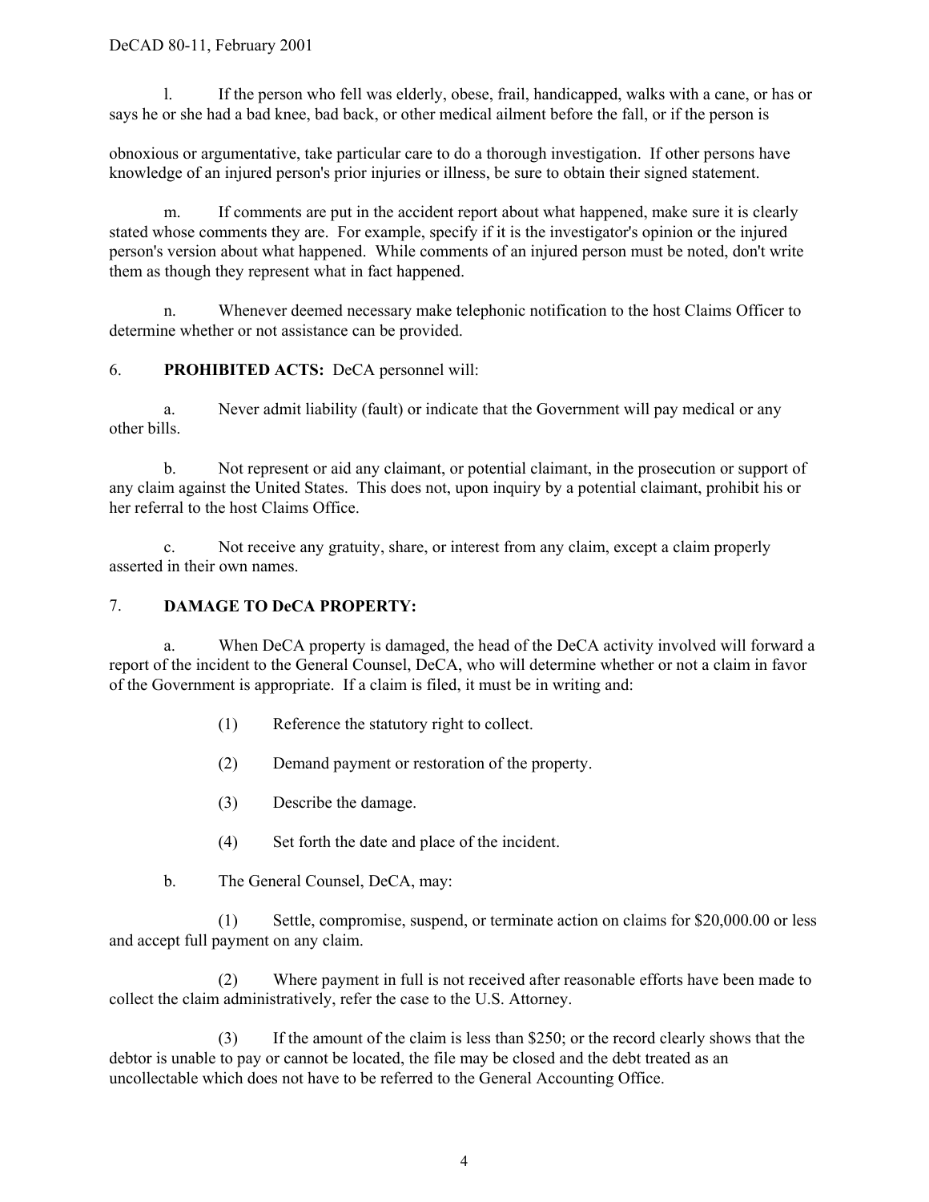l. If the person who fell was elderly, obese, frail, handicapped, walks with a cane, or has or says he or she had a bad knee, bad back, or other medical ailment before the fall, or if the person is obnoxious or argumentative, take particular care to do a thorough investigation. If other persons have knowledge of an injured person's prior injuries or illness, be sure to obtain their signed statement.

m. If comments are put in the accident report about what happened, make sure it is clearly stated whose comments they are. For example, specify if it is the investigator's opinion or the injured person's version about what happened. While comments of an injured person must be noted, don't write them as though they represent what in fact happened.

n. Whenever deemed necessary make telephonic notification to the host Claims Officer to determine whether or not assistance can be provided.

6. **PROHIBITED ACTS:** DeCA personnel will:

a. Never admit liability (fault) or indicate that the Government will pay medical or any other bills.

b. Not represent or aid any claimant, or potential claimant, in the prosecution or support of any claim against the United States. This does not, upon inquiry by a potential claimant, prohibit his or her referral to the host Claims Office.

c. Not receive any gratuity, share, or interest from any claim, except a claim properly asserted in their own names.

7. **DAMAGE TO DeCA PROPERTY:**

a. When DeCA property is damaged, the head of the DeCA activity involved will forward a report of the incident to the General Counsel, DeCA, who will determine whether or not a claim in favor of the Government is appropriate. If a claim is filed, it must be in writing and:

(1) Reference the statutory right to collect.

(2) Demand payment or restoration of the property.

(3) Describe the damage.

(4) Set forth the date and place of the incident.

b. The General Counsel, DeCA, may:

(1) Settle, compromise, suspend, or terminate action on claims for $20,000.00 or less and accept full payment on any claim.

(2) Where payment in full is not received after reasonable efforts have been made to collect the claim administratively, refer the case to the U.S. Attorney.

(3) If the amount of the claim is less than $250; or the record clearly shows that the debtor is unable to pay or cannot be located, the file may be closed and the debt treated as an uncollectable which does not have to be referred to the General Accounting Office.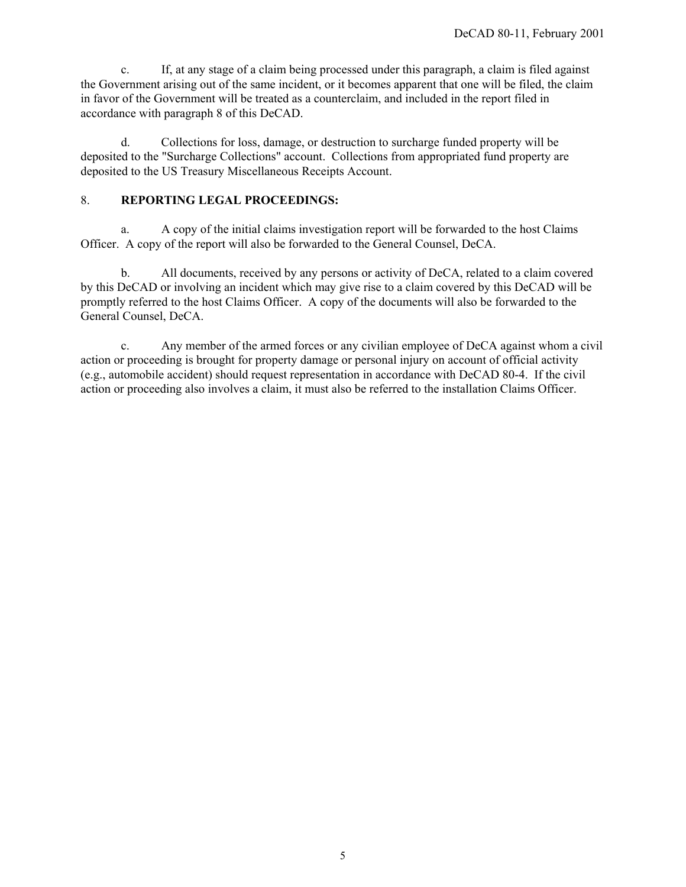c. If, at any stage of a claim being processed under this paragraph, a claim is filed against the Government arising out of the same incident, or it becomes apparent that one will be filed, the claim in favor of the Government will be treated as a counterclaim, and included in the report filed in accordance with paragraph 8 of this DeCAD.

d. Collections for loss, damage, or destruction to surcharge funded property will be deposited to the "Surcharge Collections" account. Collections from appropriated fund property are deposited to the US Treasury Miscellaneous Receipts Account.

8. **REPORTING LEGAL PROCEEDINGS:**

a. A copy of the initial claims investigation report will be forwarded to the host Claims Officer. A copy of the report will also be forwarded to the General Counsel, DeCA.

b. All documents, received by any persons or activity of DeCA, related to a claim covered by this DeCAD or involving an incident which may give rise to a claim covered by this DeCAD will be promptly referred to the host Claims Officer. A copy of the documents will also be forwarded to the General Counsel, DeCA.

c. Any member of the armed forces or any civilian employee of DeCA against whom a civil action or proceeding is brought for property damage or personal injury on account of official activity (e.g., automobile accident) should request representation in accordance with DeCAD 80-4. If the civil action or proceeding also involves a claim, it must also be referred to the installation Claims Officer.